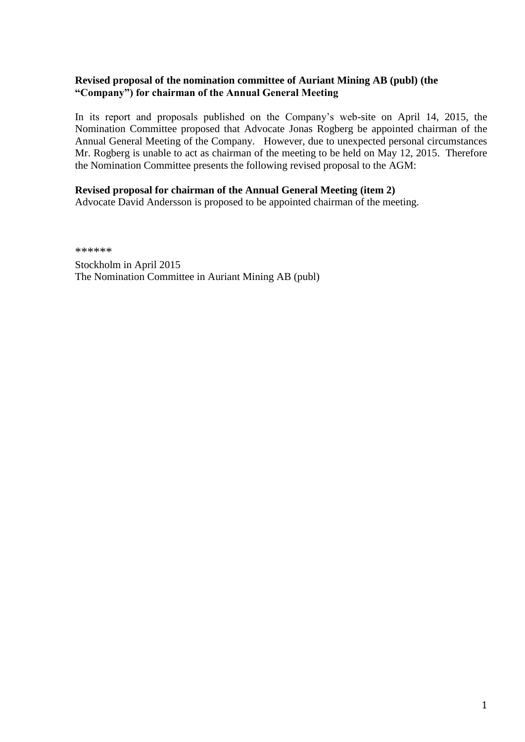**Revised proposal of the nomination committee of Auriant Mining AB (publ) (the "Company") for chairman of the Annual General Meeting**

In its report and proposals published on the Company's web-site on April 14, 2015, the Nomination Committee proposed that Advocate Jonas Rogberg be appointed chairman of the Annual General Meeting of the Company. However, due to unexpected personal circumstances Mr. Rogberg is unable to act as chairman of the meeting to be held on May 12, 2015. Therefore the Nomination Committee presents the following revised proposal to the AGM:

**Revised proposal for chairman of the Annual General Meeting (item 2)**
Advocate David Andersson is proposed to be appointed chairman of the meeting.

******

Stockholm in April 2015
The Nomination Committee in Auriant Mining AB (publ)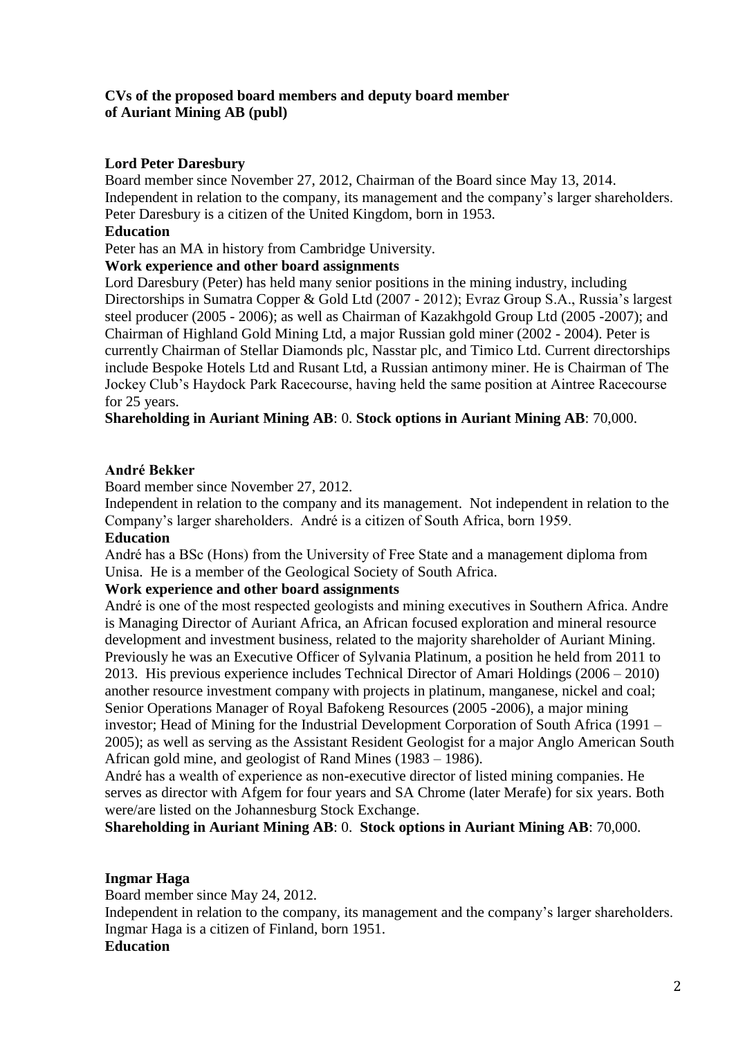**CVs of the proposed board members and deputy board member of Auriant Mining AB (publ)**

**Lord Peter Daresbury**

Board member since November 27, 2012, Chairman of the Board since May 13, 2014.
Independent in relation to the company, its management and the company's larger shareholders.
Peter Daresbury is a citizen of the United Kingdom, born in 1953.

**Education**

Peter has an MA in history from Cambridge University.

**Work experience and other board assignments**

Lord Daresbury (Peter) has held many senior positions in the mining industry, including Directorships in Sumatra Copper & Gold Ltd (2007 - 2012); Evraz Group S.A., Russia's largest steel producer (2005 - 2006); as well as Chairman of Kazakhgold Group Ltd (2005 -2007); and Chairman of Highland Gold Mining Ltd, a major Russian gold miner (2002 - 2004). Peter is currently Chairman of Stellar Diamonds plc, Nasstar plc, and Timico Ltd. Current directorships include Bespoke Hotels Ltd and Rusant Ltd, a Russian antimony miner. He is Chairman of The Jockey Club's Haydock Park Racecourse, having held the same position at Aintree Racecourse for 25 years.

**Shareholding in Auriant Mining AB**: 0. **Stock options in Auriant Mining AB**: 70,000.

**André Bekker**

Board member since November 27, 2012.
Independent in relation to the company and its management. Not independent in relation to the Company's larger shareholders. André is a citizen of South Africa, born 1959.

**Education**

André has a BSc (Hons) from the University of Free State and a management diploma from Unisa. He is a member of the Geological Society of South Africa.

**Work experience and other board assignments**

André is one of the most respected geologists and mining executives in Southern Africa. Andre is Managing Director of Auriant Africa, an African focused exploration and mineral resource development and investment business, related to the majority shareholder of Auriant Mining. Previously he was an Executive Officer of Sylvania Platinum, a position he held from 2011 to 2013. His previous experience includes Technical Director of Amari Holdings (2006 – 2010) another resource investment company with projects in platinum, manganese, nickel and coal; Senior Operations Manager of Royal Bafokeng Resources (2005 -2006), a major mining investor; Head of Mining for the Industrial Development Corporation of South Africa (1991 – 2005); as well as serving as the Assistant Resident Geologist for a major Anglo American South African gold mine, and geologist of Rand Mines (1983 – 1986).

André has a wealth of experience as non-executive director of listed mining companies. He serves as director with Afgem for four years and SA Chrome (later Merafe) for six years. Both were/are listed on the Johannesburg Stock Exchange.

**Shareholding in Auriant Mining AB**: 0. **Stock options in Auriant Mining AB**: 70,000.

**Ingmar Haga**

Board member since May 24, 2012.
Independent in relation to the company, its management and the company's larger shareholders.
Ingmar Haga is a citizen of Finland, born 1951.

**Education**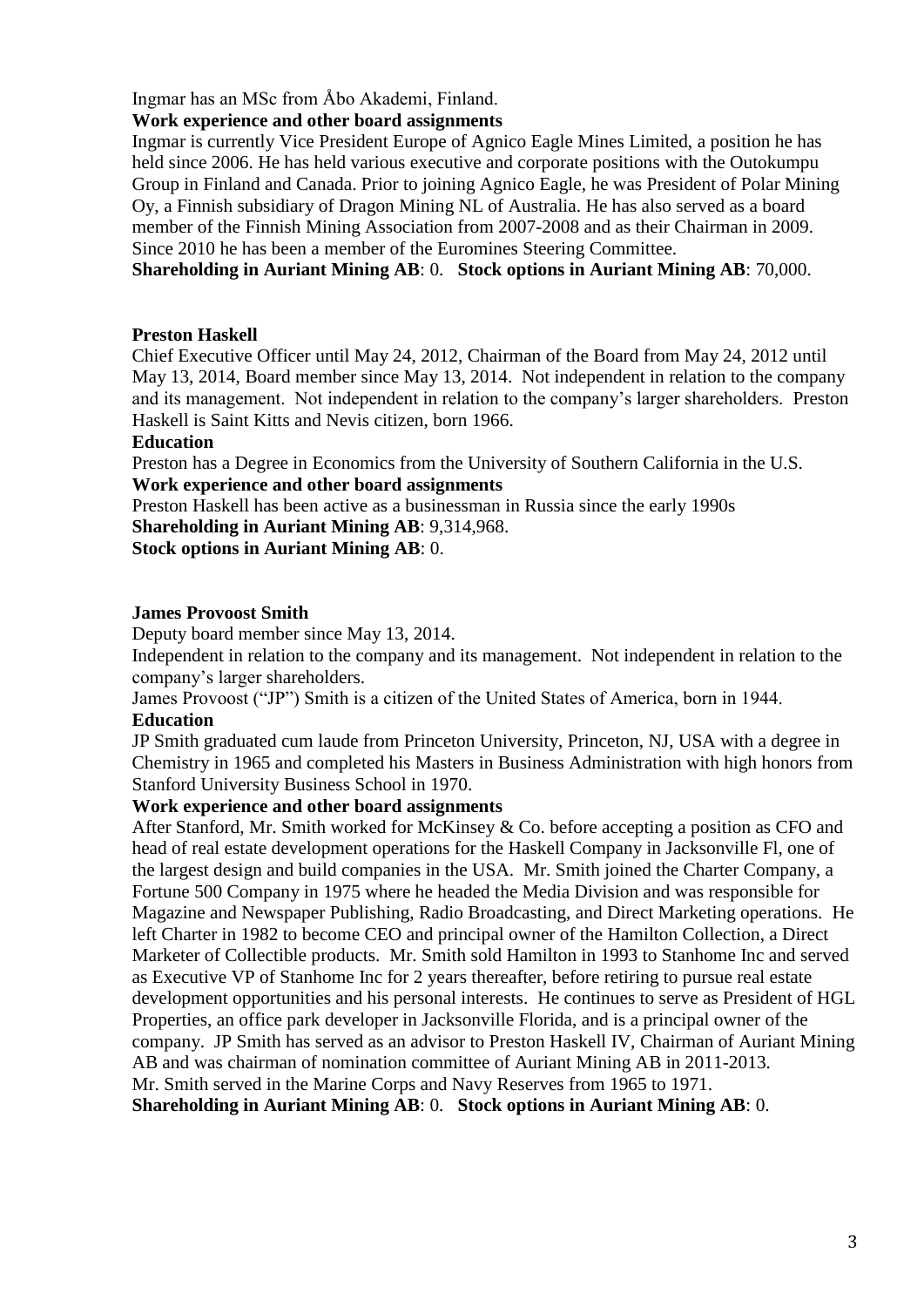Ingmar has an MSc from Åbo Akademi, Finland.

**Work experience and other board assignments**

Ingmar is currently Vice President Europe of Agnico Eagle Mines Limited, a position he has held since 2006. He has held various executive and corporate positions with the Outokumpu Group in Finland and Canada. Prior to joining Agnico Eagle, he was President of Polar Mining Oy, a Finnish subsidiary of Dragon Mining NL of Australia. He has also served as a board member of the Finnish Mining Association from 2007-2008 and as their Chairman in 2009. Since 2010 he has been a member of the Euromines Steering Committee.

**Shareholding in Auriant Mining AB**: 0. **Stock options in Auriant Mining AB**: 70,000.

**Preston Haskell**

Chief Executive Officer until May 24, 2012, Chairman of the Board from May 24, 2012 until May 13, 2014, Board member since May 13, 2014. Not independent in relation to the company and its management. Not independent in relation to the company's larger shareholders. Preston Haskell is Saint Kitts and Nevis citizen, born 1966.

**Education**

Preston has a Degree in Economics from the University of Southern California in the U.S.

**Work experience and other board assignments**

Preston Haskell has been active as a businessman in Russia since the early 1990s

**Shareholding in Auriant Mining AB**: 9,314,968.

**Stock options in Auriant Mining AB**: 0.

**James Provoost Smith**

Deputy board member since May 13, 2014.

Independent in relation to the company and its management. Not independent in relation to the company's larger shareholders.

James Provoost ("JP") Smith is a citizen of the United States of America, born in 1944.

**Education**

JP Smith graduated cum laude from Princeton University, Princeton, NJ, USA with a degree in Chemistry in 1965 and completed his Masters in Business Administration with high honors from Stanford University Business School in 1970.

**Work experience and other board assignments**

After Stanford, Mr. Smith worked for McKinsey & Co. before accepting a position as CFO and head of real estate development operations for the Haskell Company in Jacksonville Fl, one of the largest design and build companies in the USA. Mr. Smith joined the Charter Company, a Fortune 500 Company in 1975 where he headed the Media Division and was responsible for Magazine and Newspaper Publishing, Radio Broadcasting, and Direct Marketing operations. He left Charter in 1982 to become CEO and principal owner of the Hamilton Collection, a Direct Marketer of Collectible products. Mr. Smith sold Hamilton in 1993 to Stanhome Inc and served as Executive VP of Stanhome Inc for 2 years thereafter, before retiring to pursue real estate development opportunities and his personal interests. He continues to serve as President of HGL Properties, an office park developer in Jacksonville Florida, and is a principal owner of the company. JP Smith has served as an advisor to Preston Haskell IV, Chairman of Auriant Mining AB and was chairman of nomination committee of Auriant Mining AB in 2011-2013.

Mr. Smith served in the Marine Corps and Navy Reserves from 1965 to 1971.

**Shareholding in Auriant Mining AB**: 0. **Stock options in Auriant Mining AB**: 0.